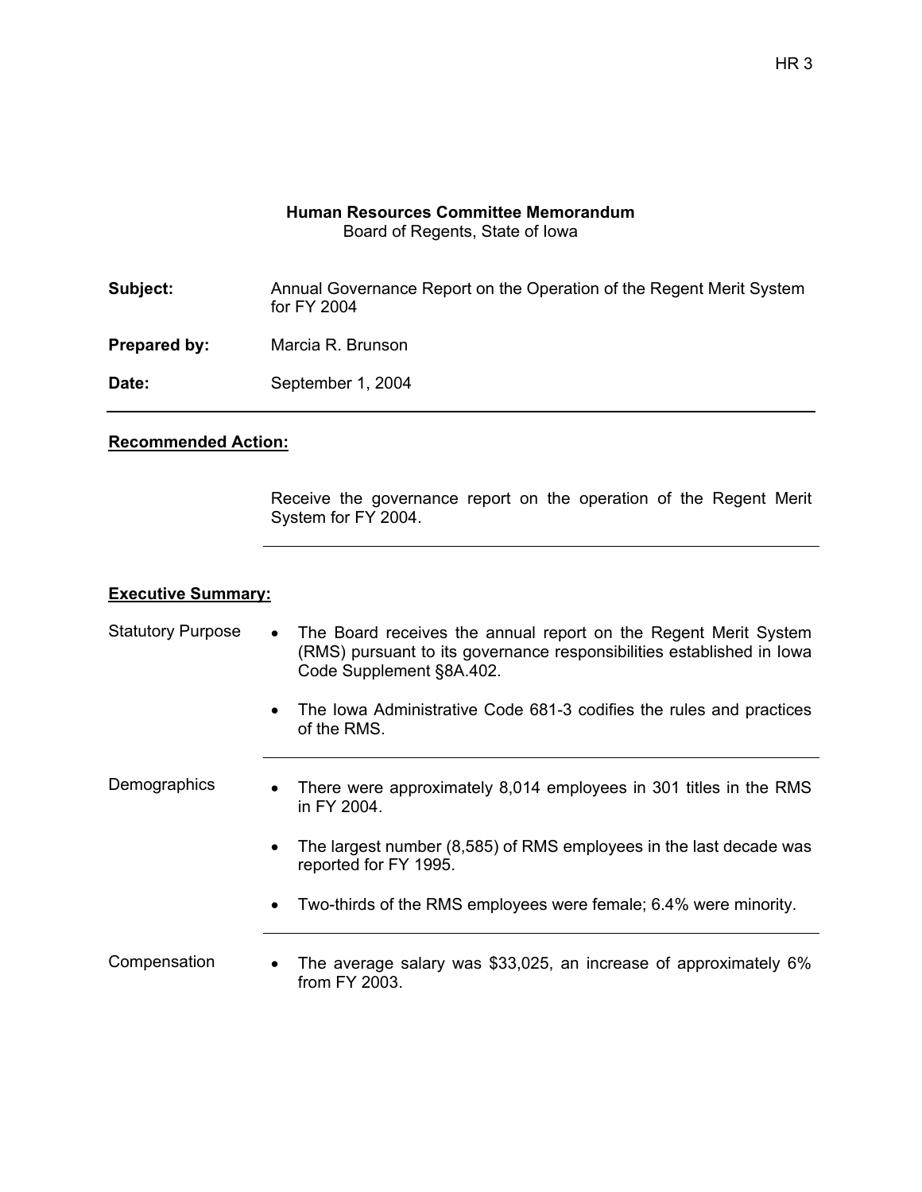**Human Resources Committee Memorandum**
Board of Regents, State of Iowa

**Subject:** Annual Governance Report on the Operation of the Regent Merit System for FY 2004

**Prepared by:** Marcia R. Brunson

**Date:** September 1, 2004

---

**Recommended Action:**

Receive the governance report on the operation of the Regent Merit System for FY 2004.

---

**Executive Summary:**

Statutory Purpose

- The Board receives the annual report on the Regent Merit System (RMS) pursuant to its governance responsibilities established in Iowa Code Supplement §8A.402.
- The Iowa Administrative Code 681-3 codifies the rules and practices of the RMS.

---

Demographics

- There were approximately 8,014 employees in 301 titles in the RMS in FY 2004.
- The largest number (8,585) of RMS employees in the last decade was reported for FY 1995.
- Two-thirds of the RMS employees were female; 6.4% were minority.

---

Compensation

- The average salary was $33,025, an increase of approximately 6% from FY 2003.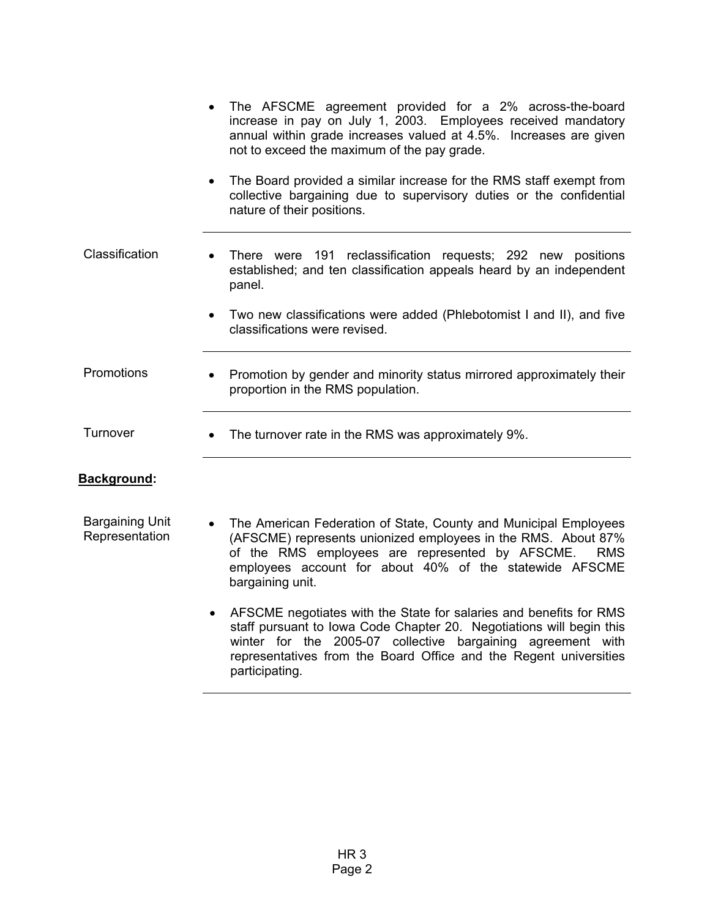- The AFSCME agreement provided for a 2% across-the-board increase in pay on July 1, 2003. Employees received mandatory annual within grade increases valued at 4.5%. Increases are given not to exceed the maximum of the pay grade.
- The Board provided a similar increase for the RMS staff exempt from collective bargaining due to supervisory duties or the confidential nature of their positions.

**Classification**

- There were 191 reclassification requests; 292 new positions established; and ten classification appeals heard by an independent panel.
- Two new classifications were added (Phlebotomist I and II), and five classifications were revised.

**Promotions**

- Promotion by gender and minority status mirrored approximately their proportion in the RMS population.

**Turnover**

- The turnover rate in the RMS was approximately 9%.

## Background:

**Bargaining Unit Representation**

- The American Federation of State, County and Municipal Employees (AFSCME) represents unionized employees in the RMS. About 87% of the RMS employees are represented by AFSCME. RMS employees account for about 40% of the statewide AFSCME bargaining unit.
- AFSCME negotiates with the State for salaries and benefits for RMS staff pursuant to Iowa Code Chapter 20. Negotiations will begin this winter for the 2005-07 collective bargaining agreement with representatives from the Board Office and the Regent universities participating.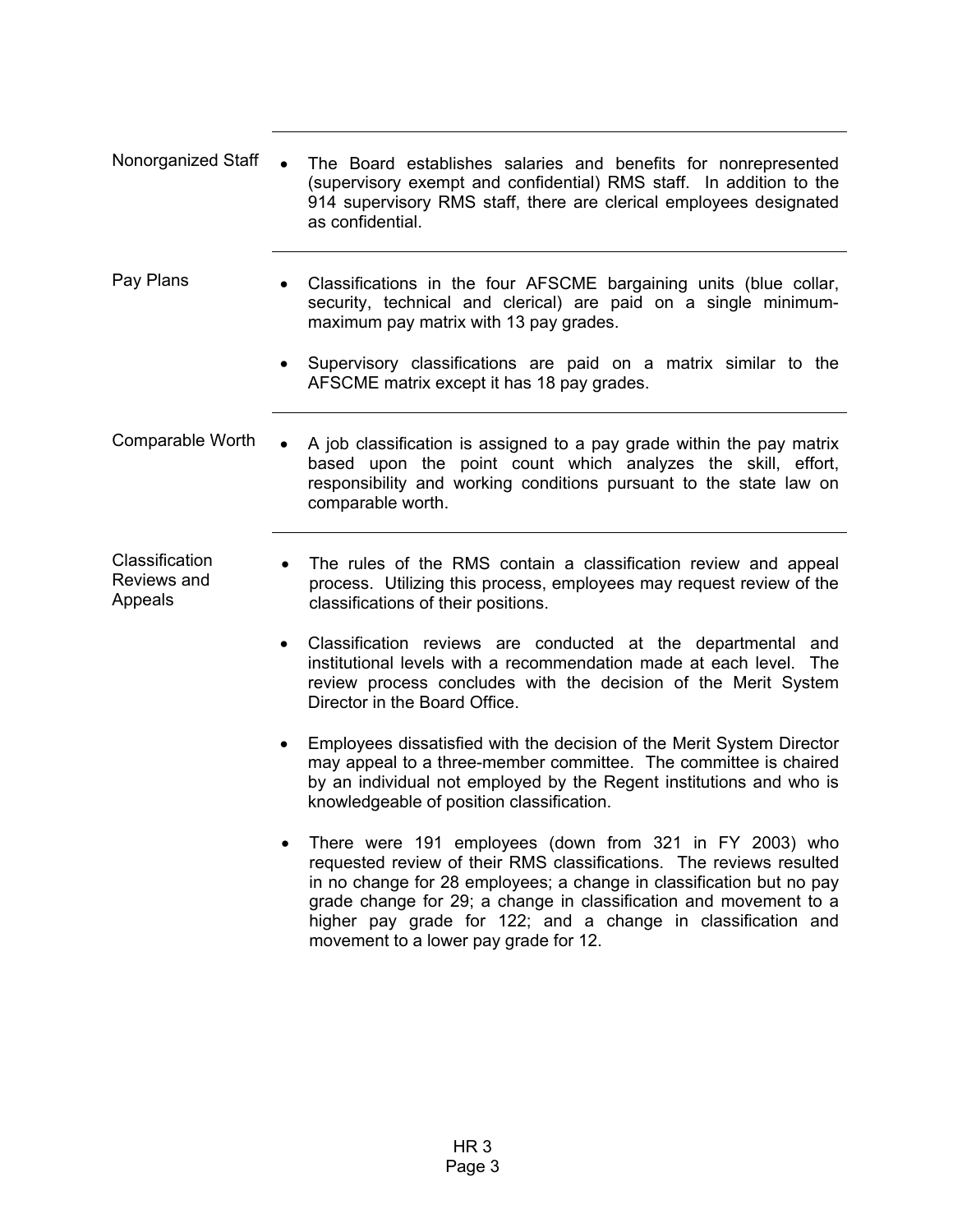## Nonorganized Staff

- The Board establishes salaries and benefits for nonrepresented (supervisory exempt and confidential) RMS staff. In addition to the 914 supervisory RMS staff, there are clerical employees designated as confidential.

## Pay Plans

- Classifications in the four AFSCME bargaining units (blue collar, security, technical and clerical) are paid on a single minimum-maximum pay matrix with 13 pay grades.
- Supervisory classifications are paid on a matrix similar to the AFSCME matrix except it has 18 pay grades.

## Comparable Worth

- A job classification is assigned to a pay grade within the pay matrix based upon the point count which analyzes the skill, effort, responsibility and working conditions pursuant to the state law on comparable worth.

## Classification Reviews and Appeals

- The rules of the RMS contain a classification review and appeal process. Utilizing this process, employees may request review of the classifications of their positions.
- Classification reviews are conducted at the departmental and institutional levels with a recommendation made at each level. The review process concludes with the decision of the Merit System Director in the Board Office.
- Employees dissatisfied with the decision of the Merit System Director may appeal to a three-member committee. The committee is chaired by an individual not employed by the Regent institutions and who is knowledgeable of position classification.
- There were 191 employees (down from 321 in FY 2003) who requested review of their RMS classifications. The reviews resulted in no change for 28 employees; a change in classification but no pay grade change for 29; a change in classification and movement to a higher pay grade for 122; and a change in classification and movement to a lower pay grade for 12.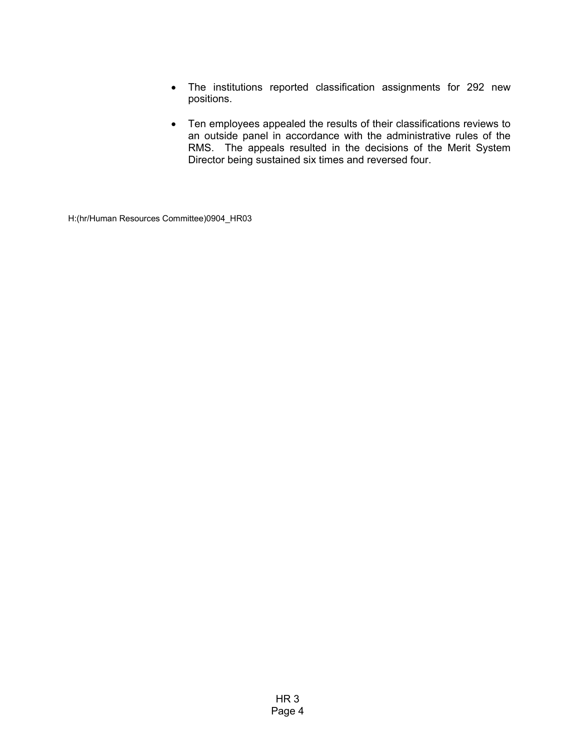- The institutions reported classification assignments for 292 new positions.

- Ten employees appealed the results of their classifications reviews to an outside panel in accordance with the administrative rules of the RMS. The appeals resulted in the decisions of the Merit System Director being sustained six times and reversed four.

H:(hr/Human Resources Committee)0904_HR03